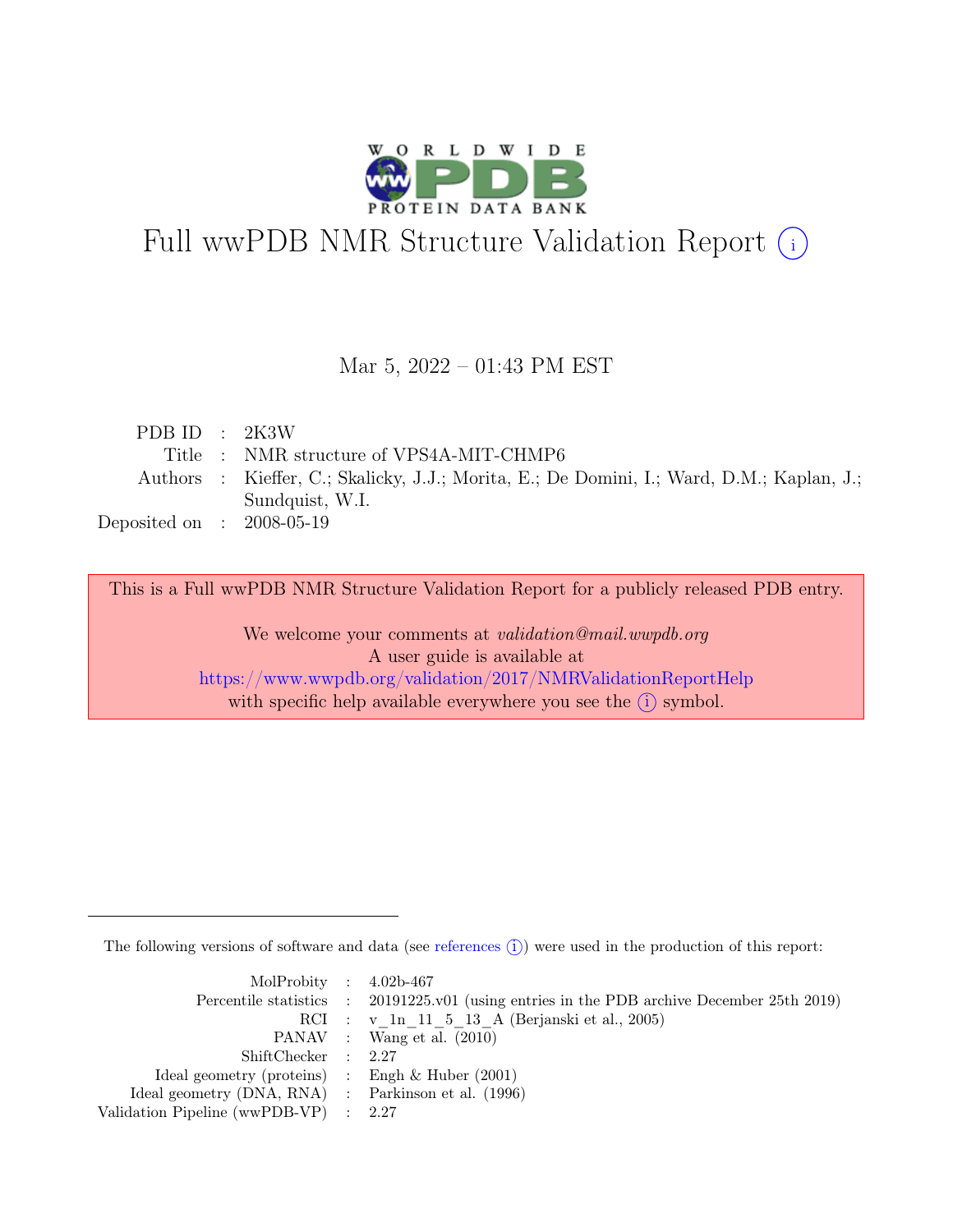# Full wwPDB NMR Structure Validation Report (i)

Mar 5, 2022 – 01:43 PM EST

| | | |
|---|---|---|
| PDB ID | : | 2K3W |
| Title | : | NMR structure of VPS4A-MIT-CHMP6 |
| Authors | : | Kieffer, C.; Skalicky, J.J.; Morita, E.; De Domini, I.; Ward, D.M.; Kaplan, J.; Sundquist, W.I. |
| Deposited on | : | 2008-05-19 |

This is a Full wwPDB NMR Structure Validation Report for a publicly released PDB entry.

We welcome your comments at *validation@mail.wwpdb.org*
A user guide is available at
https://www.wwpdb.org/validation/2017/NMRValidationReportHelp
with specific help available everywhere you see the (i) symbol.

---

The following versions of software and data (see references (i)) were used in the production of this report:

| | | |
|---|---|---|
| MolProbity | : | 4.02b-467 |
| Percentile statistics | : | 20191225.v01 (using entries in the PDB archive December 25th 2019) |
| RCI | : | v_1n_11_5_13_A (Berjanski et al., 2005) |
| PANAV | : | Wang et al. (2010) |
| ShiftChecker | : | 2.27 |
| Ideal geometry (proteins) | : | Engh & Huber (2001) |
| Ideal geometry (DNA, RNA) | : | Parkinson et al. (1996) |
| Validation Pipeline (wwPDB-VP) | : | 2.27 |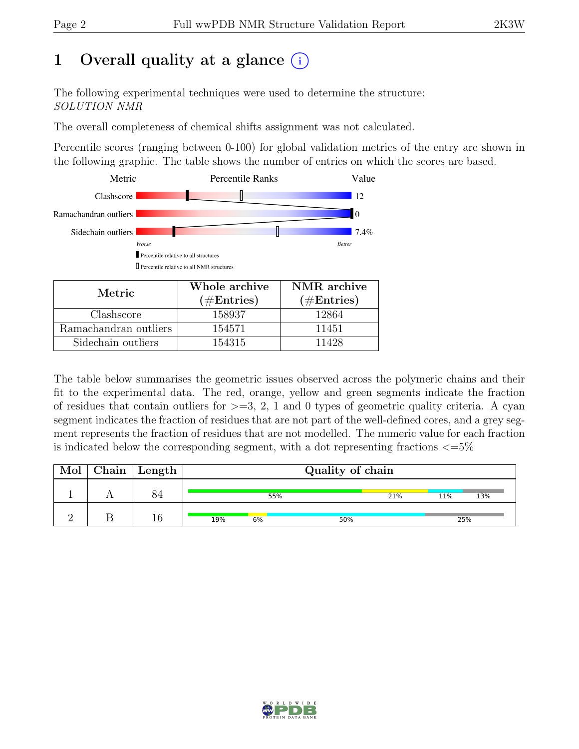# 1 Overall quality at a glance

The following experimental techniques were used to determine the structure:
*SOLUTION NMR*

The overall completeness of chemical shifts assignment was not calculated.

Percentile scores (ranging between 0-100) for global validation metrics of the entry are shown in the following graphic. The table shows the number of entries on which the scores are based.

| Metric | Value |
|---|---|
| Clashscore | 12 |
| Ramachandran outliers | 0 |
| Sidechain outliers | 7.4% |

| Metric | Whole archive (#Entries) | NMR archive (#Entries) |
|---|---|---|
| Clashscore | 158937 | 12864 |
| Ramachandran outliers | 154571 | 11451 |
| Sidechain outliers | 154315 | 11428 |

The table below summarises the geometric issues observed across the polymeric chains and their fit to the experimental data. The red, orange, yellow and green segments indicate the fraction of residues that contain outliers for >=3, 2, 1 and 0 types of geometric quality criteria. A cyan segment indicates the fraction of residues that are not part of the well-defined cores, and a grey segment represents the fraction of residues that are not modelled. The numeric value for each fraction is indicated below the corresponding segment, with a dot representing fractions <=5%

| Mol | Chain | Length | Quality of chain |
|---|---|---|---|
| 1 | A | 84 | 55% / 21% / 11% / 13% |
| 2 | B | 16 | 19% / 6% / 50% / 25% |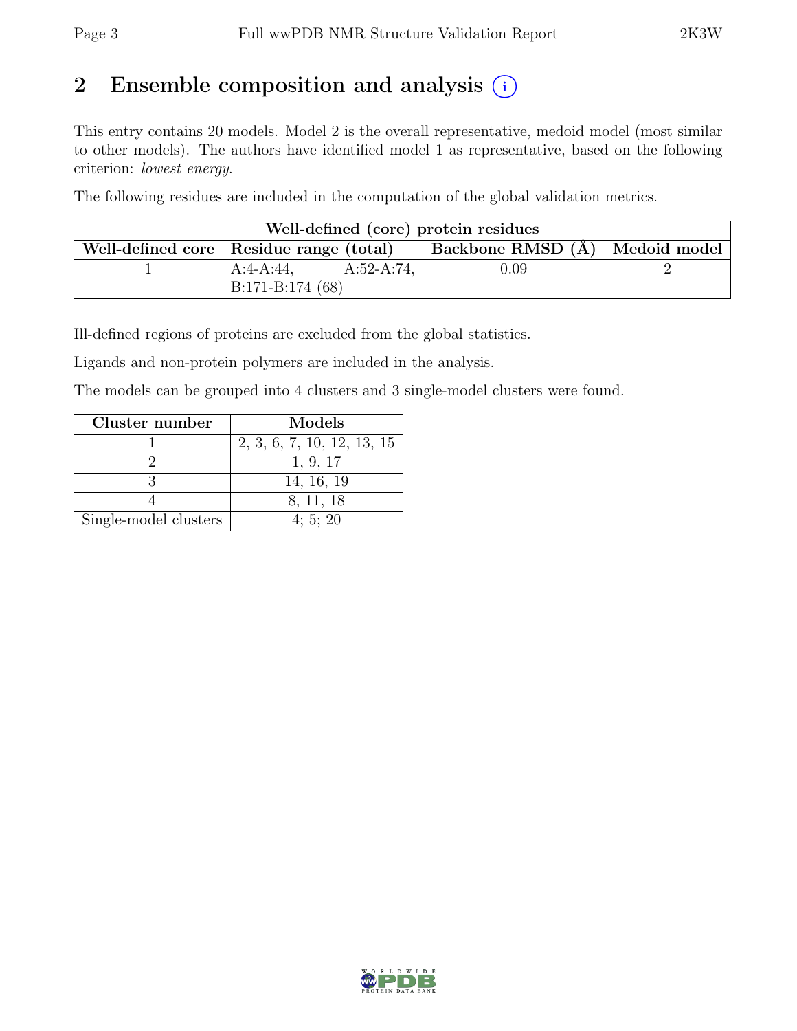## 2 Ensemble composition and analysis

This entry contains 20 models. Model 2 is the overall representative, medoid model (most similar to other models). The authors have identified model 1 as representative, based on the following criterion: *lowest energy*.

The following residues are included in the computation of the global validation metrics.

| Well-defined (core) protein residues | | | |
|---|---|---|---|
| Well-defined core | Residue range (total) | Backbone RMSD (Å) | Medoid model |
| 1 | A:4-A:44, A:52-A:74, B:171-B:174 (68) | 0.09 | 2 |

Ill-defined regions of proteins are excluded from the global statistics.

Ligands and non-protein polymers are included in the analysis.

The models can be grouped into 4 clusters and 3 single-model clusters were found.

| Cluster number | Models |
|---|---|
| 1 | 2, 3, 6, 7, 10, 12, 13, 15 |
| 2 | 1, 9, 17 |
| 3 | 14, 16, 19 |
| 4 | 8, 11, 18 |
| Single-model clusters | 4; 5; 20 |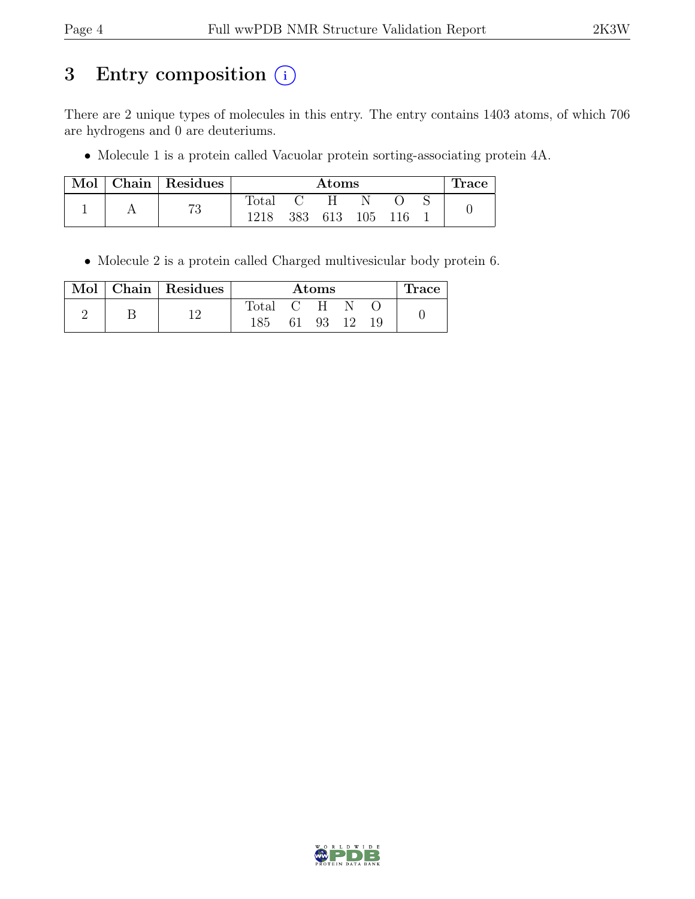# 3 Entry composition (i)

There are 2 unique types of molecules in this entry. The entry contains 1403 atoms, of which 706 are hydrogens and 0 are deuteriums.

- Molecule 1 is a protein called Vacuolar protein sorting-associating protein 4A.

| Mol | Chain | Residues | Atoms | | | | | | Trace |
|---|---|---|---|---|---|---|---|---|---|
| | | | Total | C | H | N | O | S | |
| 1 | A | 73 | 1218 | 383 | 613 | 105 | 116 | 1 | 0 |

- Molecule 2 is a protein called Charged multivesicular body protein 6.

| Mol | Chain | Residues | Atoms | | | | | Trace |
|---|---|---|---|---|---|---|---|---|
| | | | Total | C | H | N | O | |
| 2 | B | 12 | 185 | 61 | 93 | 12 | 19 | 0 |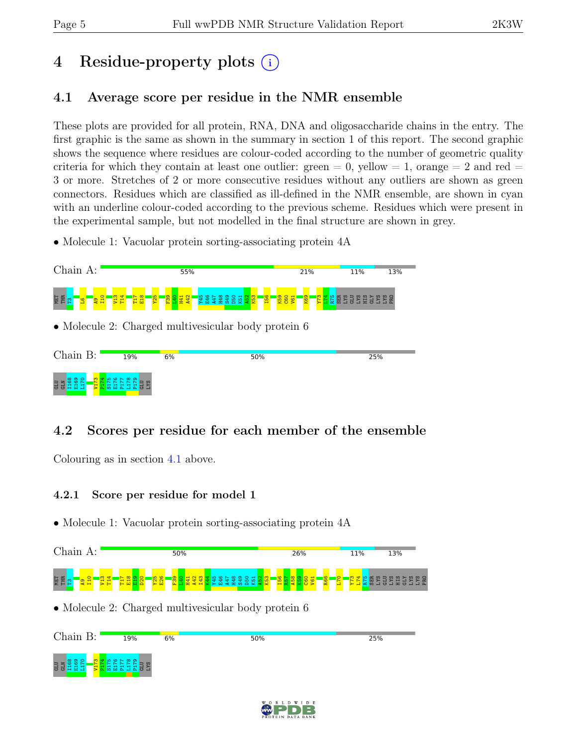# 4 Residue-property plots (i)

## 4.1 Average score per residue in the NMR ensemble

These plots are provided for all protein, RNA, DNA and oligosaccharide chains in the entry. The first graphic is the same as shown in the summary in section 1 of this report. The second graphic shows the sequence where residues are colour-coded according to the number of geometric quality criteria for which they contain at least one outlier: green = 0, yellow = 1, orange = 2 and red = 3 or more. Stretches of 2 or more consecutive residues without any outliers are shown as green connectors. Residues which are classified as ill-defined in the NMR ensemble, are shown in cyan with an underline colour-coded according to the previous scheme. Residues which were present in the experimental sample, but not modelled in the final structure are shown in grey.

- Molecule 1: Vacuolar protein sorting-associating protein 4A

Chain A: 55% 21% 11% 13%

MET THR T3 L6 A9 I10 V13 T14 T17 E18 Y25 F39 L40 H41 A42 Y45 E46 A47 H48 S49 D50 K51 A52 K53 I56 K59 C60 V61 K69 Y73 L74 R75 SER LYS GLU LYS HIS GLY LYS LYS PRO

- Molecule 2: Charged multivesicular body protein 6

Chain B: 19% 6% 50% 25%

GLU GLN I168 E169 L170 V173 P174 S175 E176 P177 L178 P179 GLU LYS

## 4.2 Scores per residue for each member of the ensemble

Colouring as in section 4.1 above.

### 4.2.1 Score per residue for model 1

- Molecule 1: Vacuolar protein sorting-associating protein 4A

Chain A: 50% 26% 11% 13%

MET THR T3 A9 I10 V13 T14 T17 E18 E19 D20 Y25 E26 F39 L40 H41 A42 I43 K44 Y45 E46 A47 H48 S49 D50 K51 A52 K53 I56 R57 A58 K59 C60 V61 R66 L70 Y73 L74 R75 SER LYS GLU LYS HIS GLY LYS LYS PRO

- Molecule 2: Charged multivesicular body protein 6

Chain B: 19% 6% 50% 25%

GLU GLN I168 E169 L170 V173 P174 S175 E176 P177 L178 P179 GLU LYS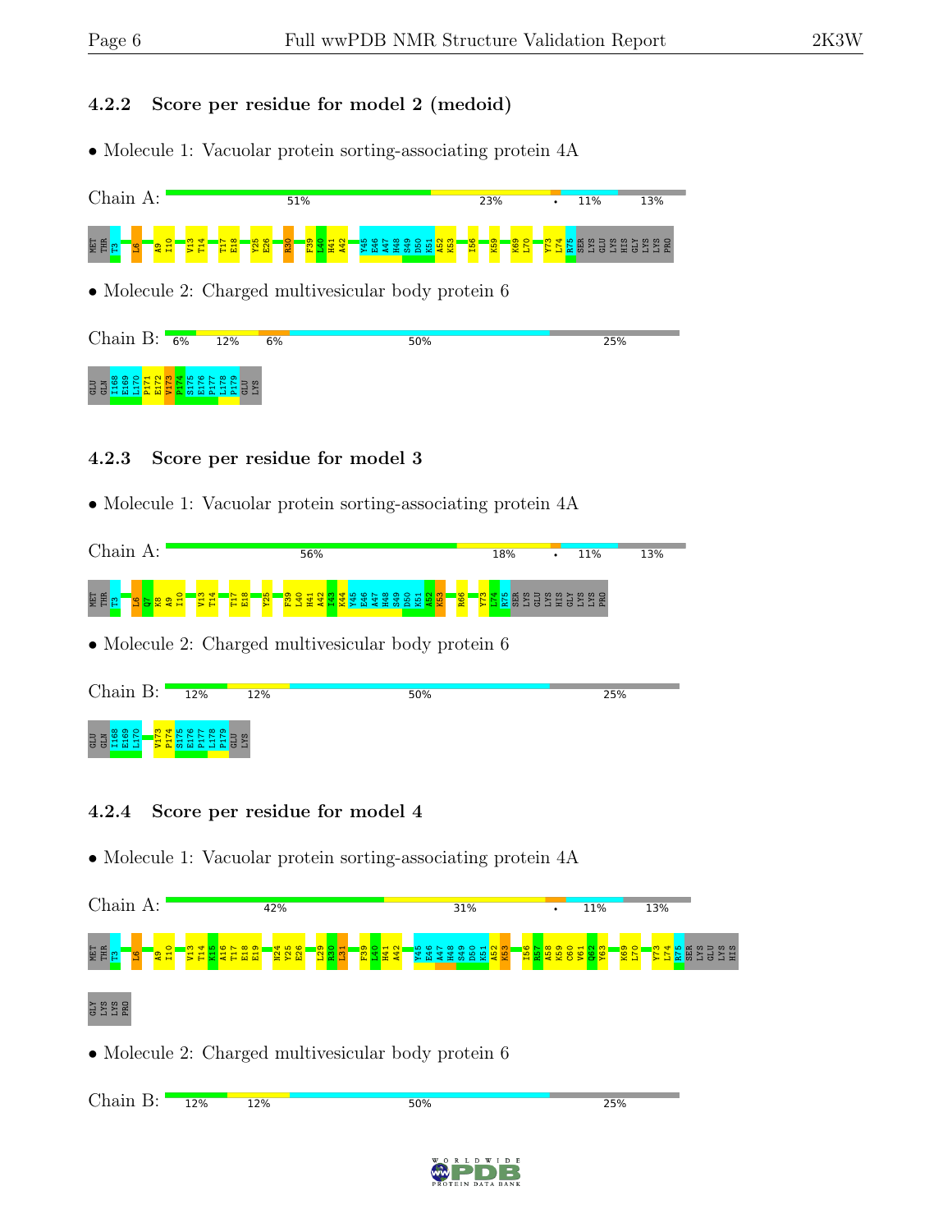### 4.2.2 Score per residue for model 2 (medoid)

- Molecule 1: Vacuolar protein sorting-associating protein 4A

Chain A: 51% 23% • 11% 13%

MET THR T3 L6 A9 I10 V13 T14 T17 E18 Y25 E26 R30 F39 L40 H41 A42 Y45 E46 A47 H48 S49 D50 K51 A52 K53 I56 K59 K69 L70 Y73 L74 R75 SER LYS GLU LYS HIS GLY LYS LYS PRO

- Molecule 2: Charged multivesicular body protein 6

Chain B: 6% 12% 6% 50% 25%

GLU GLN I168 E169 L170 P171 E172 V173 P174 S175 E176 P177 L178 P179 GLU LYS

### 4.2.3 Score per residue for model 3

- Molecule 1: Vacuolar protein sorting-associating protein 4A

Chain A: 56% 18% • 11% 13%

MET THR T3 L6 Q7 K8 A9 I10 V13 T14 T17 E18 Y25 F39 L40 H41 A42 I43 K44 Y45 E46 A47 H48 S49 D50 K51 A52 K53 R66 Y73 L74 R75 SER LYS GLU LYS HIS GLY LYS LYS PRO

- Molecule 2: Charged multivesicular body protein 6

Chain B: 12% 12% 50% 25%

GLU GLN I168 E169 L170 V173 P174 S175 E176 P177 L178 P179 GLU LYS

### 4.2.4 Score per residue for model 4

- Molecule 1: Vacuolar protein sorting-associating protein 4A

Chain A: 42% 31% • 11% 13%

MET THR T3 L6 A9 I10 V13 T14 K15 A16 T17 E18 E19 N24 Y25 E26 L29 R30 L31 F39 L40 H41 A42 Y45 E46 A47 H48 S49 D50 K51 A52 K53 I56 R57 A58 K59 C60 V61 Q62 Y63 K69 L70 Y73 L74 R75 SER LYS GLU LYS HIS GLY LYS LYS PRO

- Molecule 2: Charged multivesicular body protein 6

Chain B: 12% 12% 50% 25%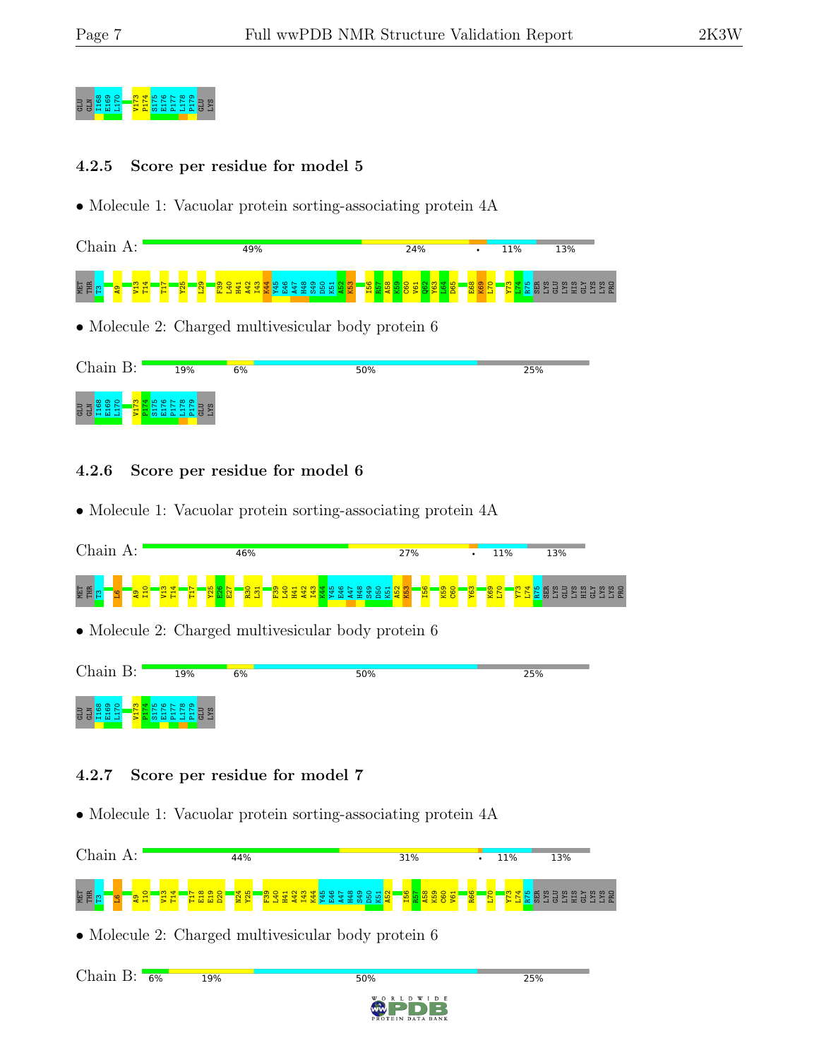GLU GLN I168 E169 L170 V173 P174 S175 E176 P177 L178 P179 GLU LYS

### 4.2.5 Score per residue for model 5

- Molecule 1: Vacuolar protein sorting-associating protein 4A

Chain A: 49% 24% • 11% 13%

MET THR T3 A9 V13 T14 T17 Y25 L29 F39 L40 H41 A42 I43 K44 Y45 E46 A47 H48 S49 D50 K51 A52 K53 I56 R57 A58 K59 C60 V61 Q62 Y63 L64 D65 E68 K69 L70 Y73 L74 R75 SER LYS GLU LYS HIS GLY LYS LYS PRO

- Molecule 2: Charged multivesicular body protein 6

Chain B: 19% 6% 50% 25%

GLU GLN I168 E169 L170 V173 P174 S175 E176 P177 L178 P179 GLU LYS

### 4.2.6 Score per residue for model 6

- Molecule 1: Vacuolar protein sorting-associating protein 4A

Chain A: 46% 27% • 11% 13%

MET THR T3 L6 A9 I10 V13 T14 T17 Y25 E26 E27 R30 L31 F39 L40 H41 A42 I43 K44 Y45 E46 A47 H48 S49 D50 K51 A52 K53 I56 K59 C60 Y63 K69 L70 Y73 L74 R75 SER LYS GLU LYS HIS GLY LYS LYS PRO

- Molecule 2: Charged multivesicular body protein 6

Chain B: 19% 6% 50% 25%

GLU GLN I168 E169 L170 V173 P174 S175 E176 P177 L178 P179 GLU LYS

### 4.2.7 Score per residue for model 7

- Molecule 1: Vacuolar protein sorting-associating protein 4A

Chain A: 44% 31% • 11% 13%

MET THR T3 L6 A9 I10 V13 T14 T17 E18 E19 D20 N24 Y25 F39 L40 H41 A42 I43 K44 Y45 E46 A47 H48 S49 D50 K51 A52 I56 R57 A58 K59 C60 V61 R66 L70 Y73 L74 R75 SER LYS GLU LYS HIS GLY LYS LYS PRO

- Molecule 2: Charged multivesicular body protein 6

Chain B: 6% 19% 50% 25%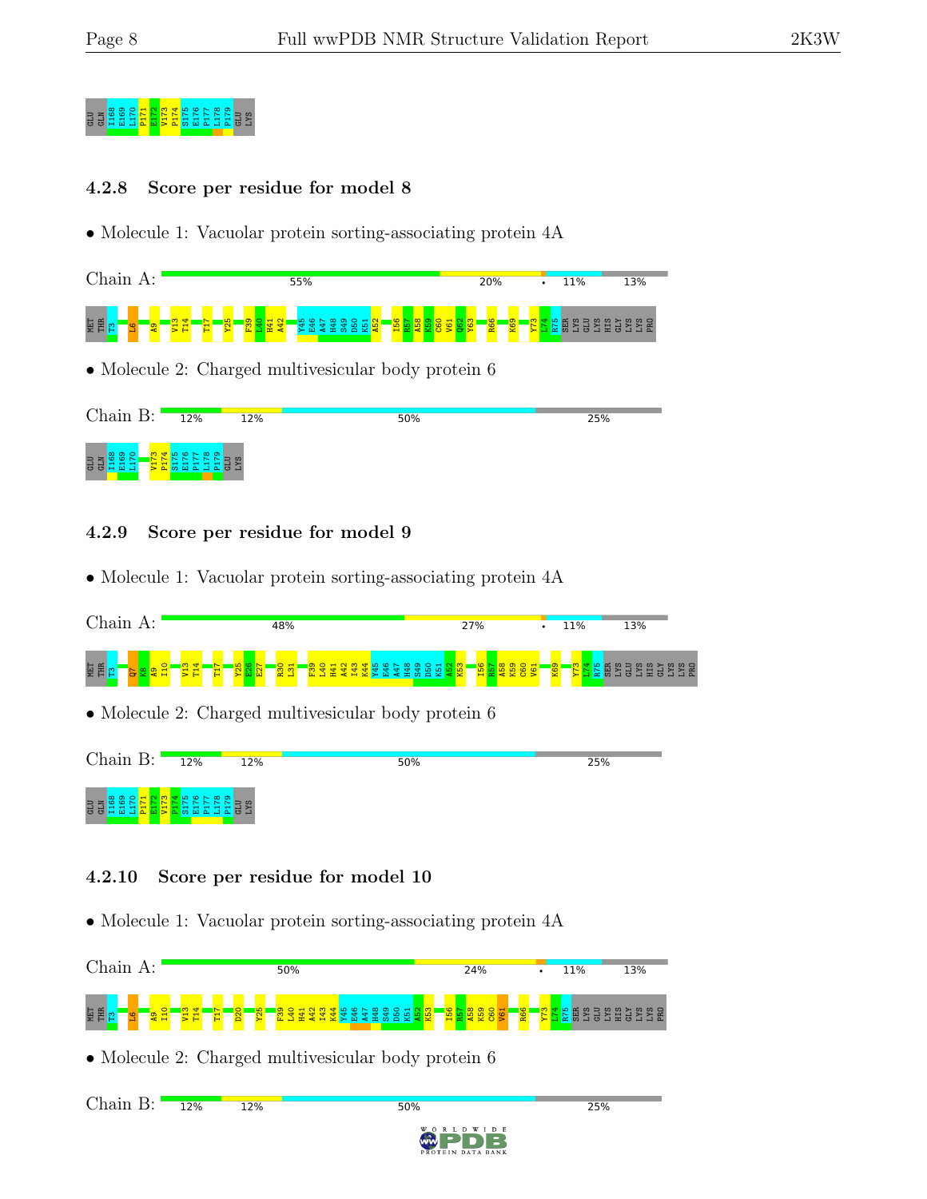GLU GLN I168 E169 L170 P171 E172 V173 P174 S175 E176 P177 L178 P179 GLU LYS

### 4.2.8 Score per residue for model 8

- Molecule 1: Vacuolar protein sorting-associating protein 4A

Chain A: 55% 20% • 11% 13%

MET THR T3 L6 A9 V13 T14 T17 Y25 F39 L40 H41 A42 Y45 E46 A47 H48 S49 D50 K51 A52 I56 R57 A58 K59 C60 V61 Q62 Y63 R66 K69 Y73 L74 R75 SER LYS GLU LYS HIS GLY LYS LYS PRO

- Molecule 2: Charged multivesicular body protein 6

Chain B: 12% 12% 50% 25%

GLU GLN I168 E169 L170 V173 P174 S175 E176 P177 L178 P179 GLU LYS

### 4.2.9 Score per residue for model 9

- Molecule 1: Vacuolar protein sorting-associating protein 4A

Chain A: 48% 27% • 11% 13%

MET THR T3 Q7 K8 A9 I10 V13 T14 T17 Y25 E26 E27 R30 L31 F39 L40 H41 A42 I43 K44 Y45 E46 A47 H48 S49 D50 K51 A52 K53 I56 R57 A58 K59 C60 V61 K69 Y73 L74 R75 SER LYS GLU LYS HIS GLY LYS LYS PRO

- Molecule 2: Charged multivesicular body protein 6

Chain B: 12% 12% 50% 25%

GLU GLN I168 E169 L170 P171 E172 V173 P174 S175 E176 P177 L178 P179 GLU LYS

### 4.2.10 Score per residue for model 10

- Molecule 1: Vacuolar protein sorting-associating protein 4A

Chain A: 50% 24% • 11% 13%

MET THR T3 L6 A9 I10 V13 T14 T17 D20 Y25 F39 L40 H41 A42 I43 K44 Y45 E46 A47 H48 S49 D50 K51 A52 K53 I56 R57 A58 K59 C60 V61 R66 Y73 L74 R75 SER LYS GLU LYS HIS GLY LYS LYS PRO

- Molecule 2: Charged multivesicular body protein 6

Chain B: 12% 12% 50% 25%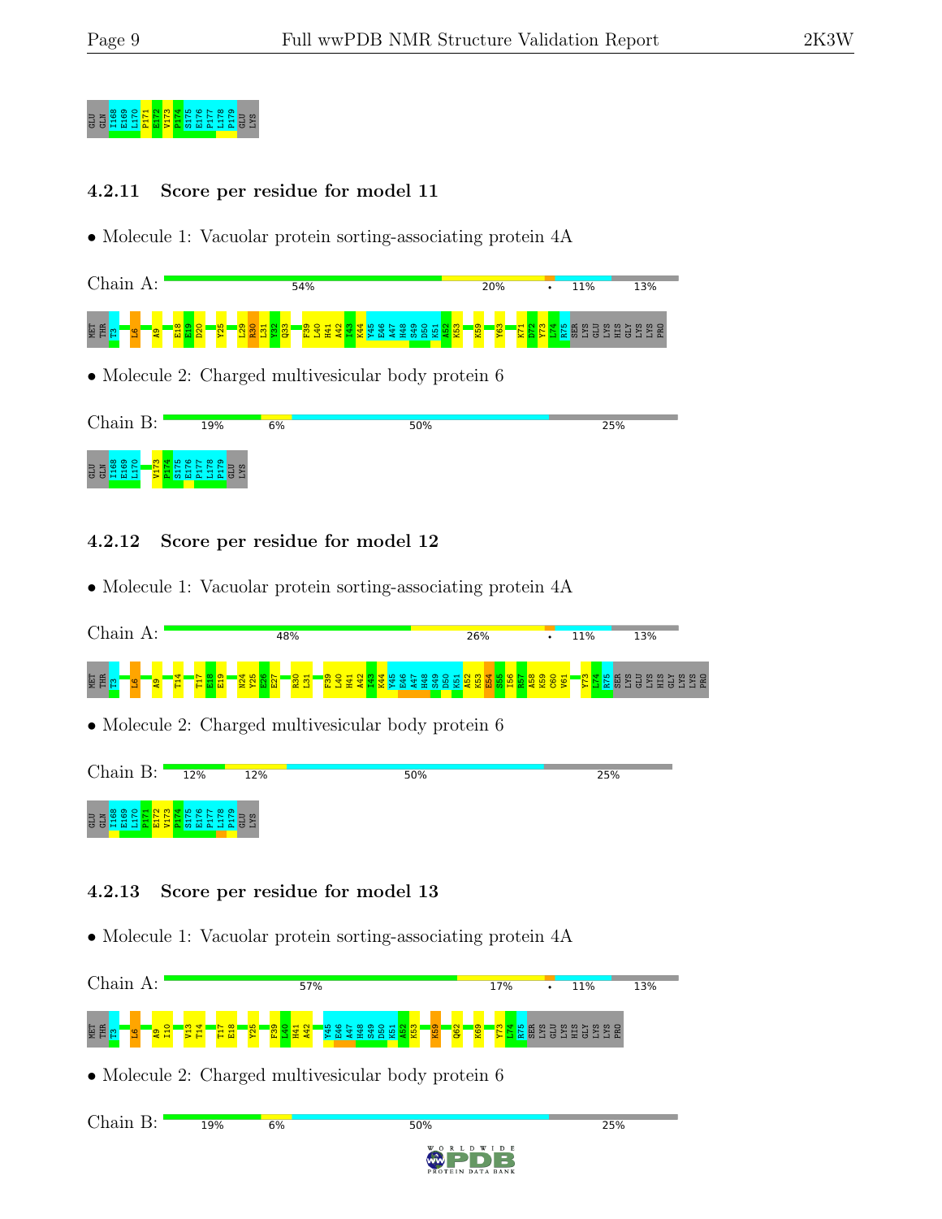GLU GLN I168 E169 L170 P171 E172 V173 P174 S175 E176 P177 L178 P179 GLU LYS

### 4.2.11 Score per residue for model 11

- Molecule 1: Vacuolar protein sorting-associating protein 4A

Chain A: 54% 20% • 11% 13%

MET THR T3 L6 A9 E18 E19 D20 Y25 L29 R30 L31 Y32 Q33 F39 L40 H41 A42 I43 K44 Y45 E46 A47 H48 S49 D50 K51 A52 K53 K59 Y63 K71 D72 Y73 L74 R75 SER LYS GLU LYS HIS GLY LYS LYS PRO

- Molecule 2: Charged multivesicular body protein 6

Chain B: 19% 6% 50% 25%

GLU GLN I168 E169 L170 V173 P174 S175 E176 P177 L178 P179 GLU LYS

### 4.2.12 Score per residue for model 12

- Molecule 1: Vacuolar protein sorting-associating protein 4A

Chain A: 48% 26% • 11% 13%

MET THR T3 L6 A9 T14 T17 E18 E19 N24 Y25 E26 E27 R30 L31 F39 L40 H41 A42 I43 K44 Y45 E46 A47 H48 S49 D50 K51 A52 K53 E54 S55 I56 R57 A58 K59 C60 V61 Y73 L74 R75 SER LYS GLU LYS HIS GLY LYS LYS PRO

- Molecule 2: Charged multivesicular body protein 6

Chain B: 12% 12% 50% 25%

GLU GLN I168 E169 L170 P171 E172 V173 P174 S175 E176 P177 L178 P179 GLU LYS

### 4.2.13 Score per residue for model 13

- Molecule 1: Vacuolar protein sorting-associating protein 4A

Chain A: 57% 17% • 11% 13%

MET THR T3 L6 A9 I10 V13 T14 T17 E18 Y25 F39 L40 H41 A42 Y45 E46 A47 H48 S49 D50 K51 A52 K53 K59 Q62 K69 Y73 L74 R75 SER LYS GLU LYS HIS GLY LYS LYS PRO

- Molecule 2: Charged multivesicular body protein 6

Chain B: 19% 6% 50% 25%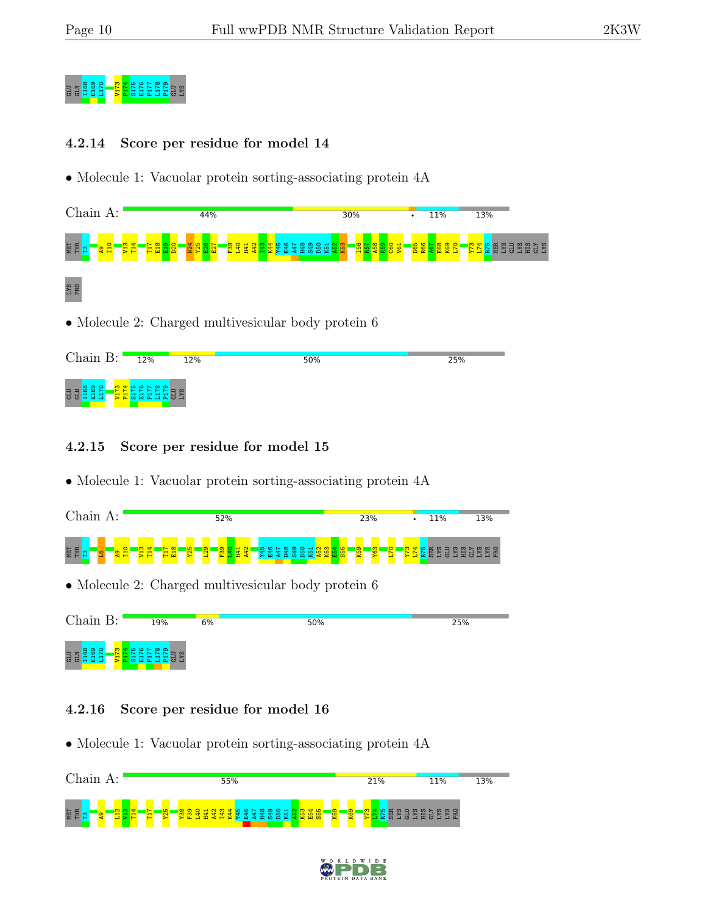GLU GLN I168 E169 L170 V173 P174 S175 E176 P177 L178 P179 GLU LYS

### 4.2.14 Score per residue for model 14

- Molecule 1: Vacuolar protein sorting-associating protein 4A

Chain A: 44% 30% • 11% 13%

MET THR T3 A9 I10 V13 T14 T17 E18 E19 D20 N24 Y25 E26 E27 F39 L40 H41 A42 I43 K44 Y45 E46 A47 H48 S49 D50 K51 A52 K53 I56 R57 A58 K59 C60 V61 D65 R66 A67 E68 K69 L70 Y73 L74 R75 SER LYS GLU LYS HIS GLY LYS LYS PRO

- Molecule 2: Charged multivesicular body protein 6

Chain B: 12% 12% 50% 25%

GLU GLN I168 E169 L170 V173 P174 S175 E176 P177 L178 P179 GLU LYS

### 4.2.15 Score per residue for model 15

- Molecule 1: Vacuolar protein sorting-associating protein 4A

Chain A: 52% 23% • 11% 13%

MET THR T3 L6 A9 I10 V13 T14 T17 E18 Y25 L29 F39 L40 H41 A42 Y45 E46 A47 H48 S49 D50 K51 A52 K53 E54 S55 K59 Y63 L70 Y73 L74 R75 SER LYS GLU LYS HIS GLY LYS LYS PRO

- Molecule 2: Charged multivesicular body protein 6

Chain B: 19% 6% 50% 25%

GLU GLN I168 E169 L170 V173 P174 S175 E176 P177 L178 P179 GLU LYS

### 4.2.16 Score per residue for model 16

- Molecule 1: Vacuolar protein sorting-associating protein 4A

Chain A: 55% 21% 11% 13%

MET THR T3 A9 L12 V13 T14 T17 Y25 Y38 F39 L40 H41 A42 I43 K44 Y45 E46 A47 H48 S49 D50 K51 A52 K53 E54 S55 K59 K69 Y73 L74 R75 SER LYS GLU LYS HIS GLY LYS LYS PRO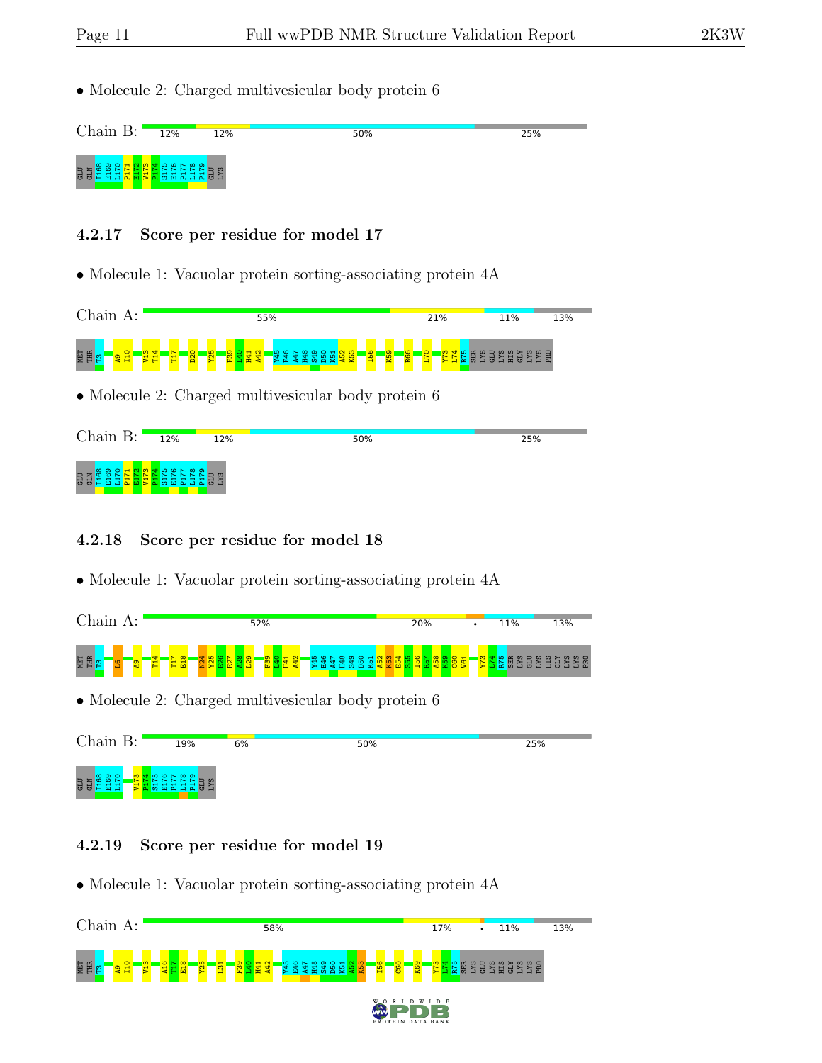- Molecule 2: Charged multivesicular body protein 6

Chain B: 12% | 12% | 50% | 25%

GLU GLN I168 E169 L170 P171 E172 V173 P174 S175 E176 P177 L178 P179 GLU LYS

### 4.2.17 Score per residue for model 17

- Molecule 1: Vacuolar protein sorting-associating protein 4A

Chain A: 55% | 21% | 11% | 13%

MET THR T3 A9 I10 V13 T14 T17 D20 Y25 F39 L40 H41 A42 Y45 E46 A47 H48 S49 D50 K51 A52 K53 I56 K59 R66 L70 Y73 L74 R75 SER LYS GLU LYS HIS GLY LYS LYS PRO

- Molecule 2: Charged multivesicular body protein 6

Chain B: 12% | 12% | 50% | 25%

GLU GLN I168 E169 L170 P171 E172 V173 P174 S175 E176 P177 L178 P179 GLU LYS

### 4.2.18 Score per residue for model 18

- Molecule 1: Vacuolar protein sorting-associating protein 4A

Chain A: 52% | 20% | • | 11% | 13%

MET THR T3 L6 A9 T14 T17 E18 N24 Y25 E26 E27 A28 L29 F39 L40 H41 A42 Y45 E46 A47 H48 S49 D50 K51 A52 K53 E54 S55 I56 R57 A58 K59 C60 V61 Y73 L74 R75 SER LYS GLU LYS HIS GLY LYS LYS PRO

- Molecule 2: Charged multivesicular body protein 6

Chain B: 19% | 6% | 50% | 25%

GLU GLN I168 E169 L170 V173 P174 S175 E176 P177 L178 P179 GLU LYS

### 4.2.19 Score per residue for model 19

- Molecule 1: Vacuolar protein sorting-associating protein 4A

Chain A: 58% | 17% | • | 11% | 13%

MET THR T3 A9 I10 V13 A16 T17 E18 Y25 L31 F39 L40 H41 A42 Y45 E46 A47 H48 S49 D50 K51 A52 K53 I56 C60 K69 Y73 L74 R75 SER LYS GLU LYS HIS GLY LYS LYS PRO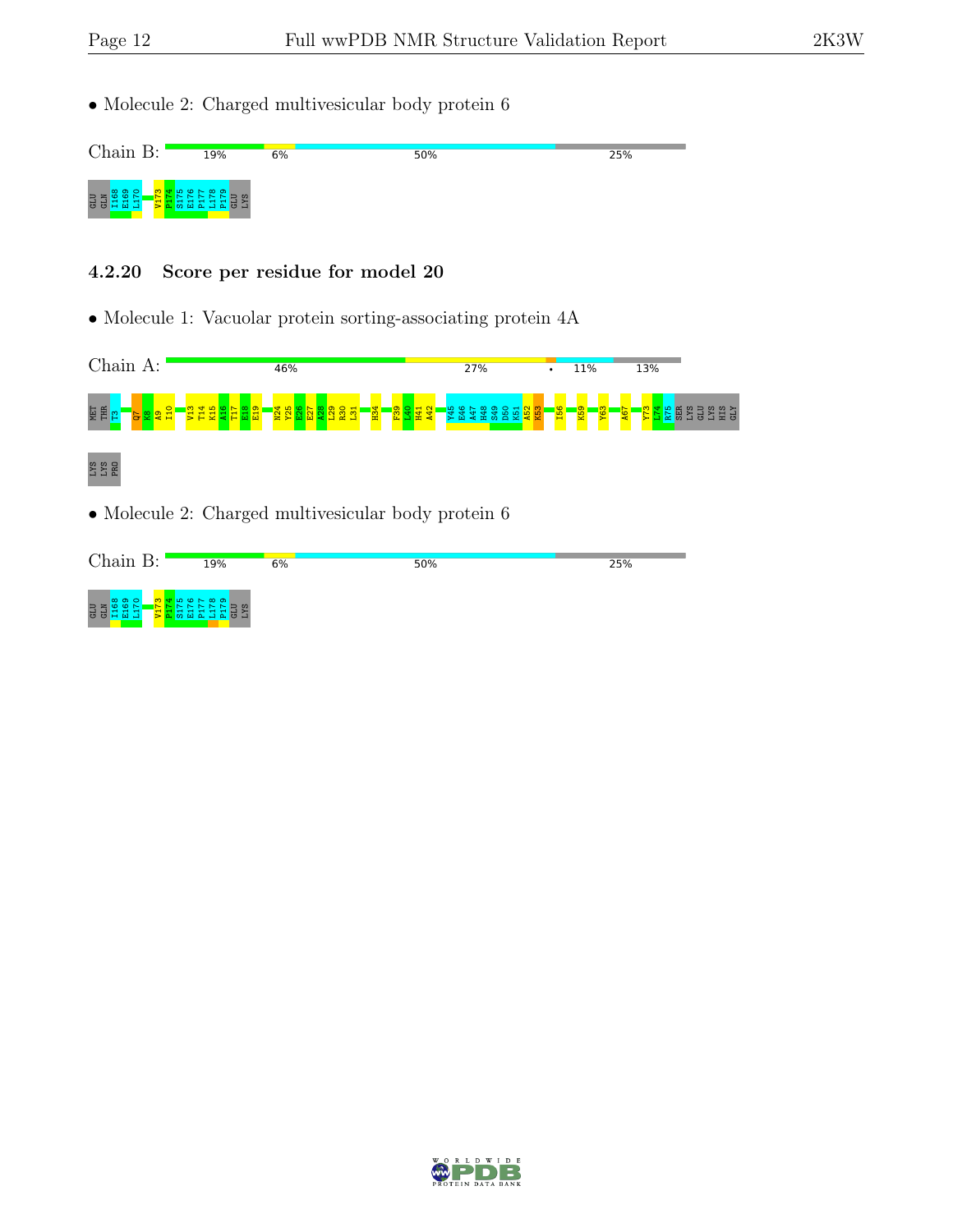- Molecule 2: Charged multivesicular body protein 6

Chain B: 19% 6% 50% 25%

GLU GLN I168 E169 L170 V173 P174 S175 E176 P177 L178 P179 GLU LYS

### 4.2.20 Score per residue for model 20

- Molecule 1: Vacuolar protein sorting-associating protein 4A

Chain A: 46% 27% • 11% 13%

MET THR T3 Q7 K8 A9 I10 V13 T14 K15 A16 T17 E18 E19 N24 Y25 E26 E27 A28 L29 R30 L31 H34 F39 L40 H41 A42 Y45 E46 A47 H48 S49 D50 K51 A52 K53 I56 K59 Y63 A67 Y73 L74 K75 SER LYS GLU LYS HIS GLY LYS LYS PRO

- Molecule 2: Charged multivesicular body protein 6

Chain B: 19% 6% 50% 25%

GLU GLN I168 E169 L170 V173 P174 S175 E176 P177 L178 P179 GLU LYS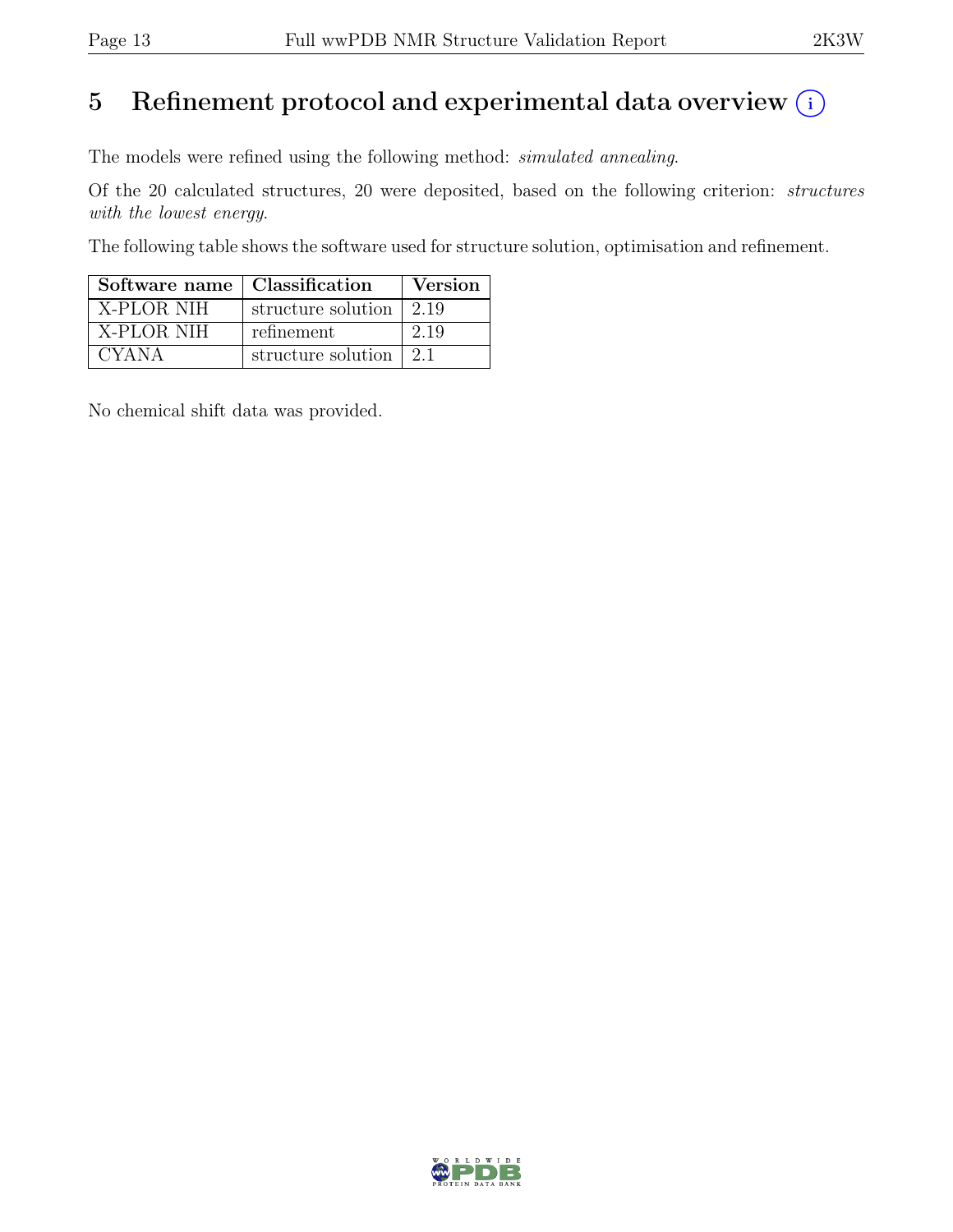# 5 Refinement protocol and experimental data overview (i)

The models were refined using the following method: *simulated annealing*.

Of the 20 calculated structures, 20 were deposited, based on the following criterion: *structures with the lowest energy*.

The following table shows the software used for structure solution, optimisation and refinement.

| Software name | Classification | Version |
|---|---|---|
| X-PLOR NIH | structure solution | 2.19 |
| X-PLOR NIH | refinement | 2.19 |
| CYANA | structure solution | 2.1 |

No chemical shift data was provided.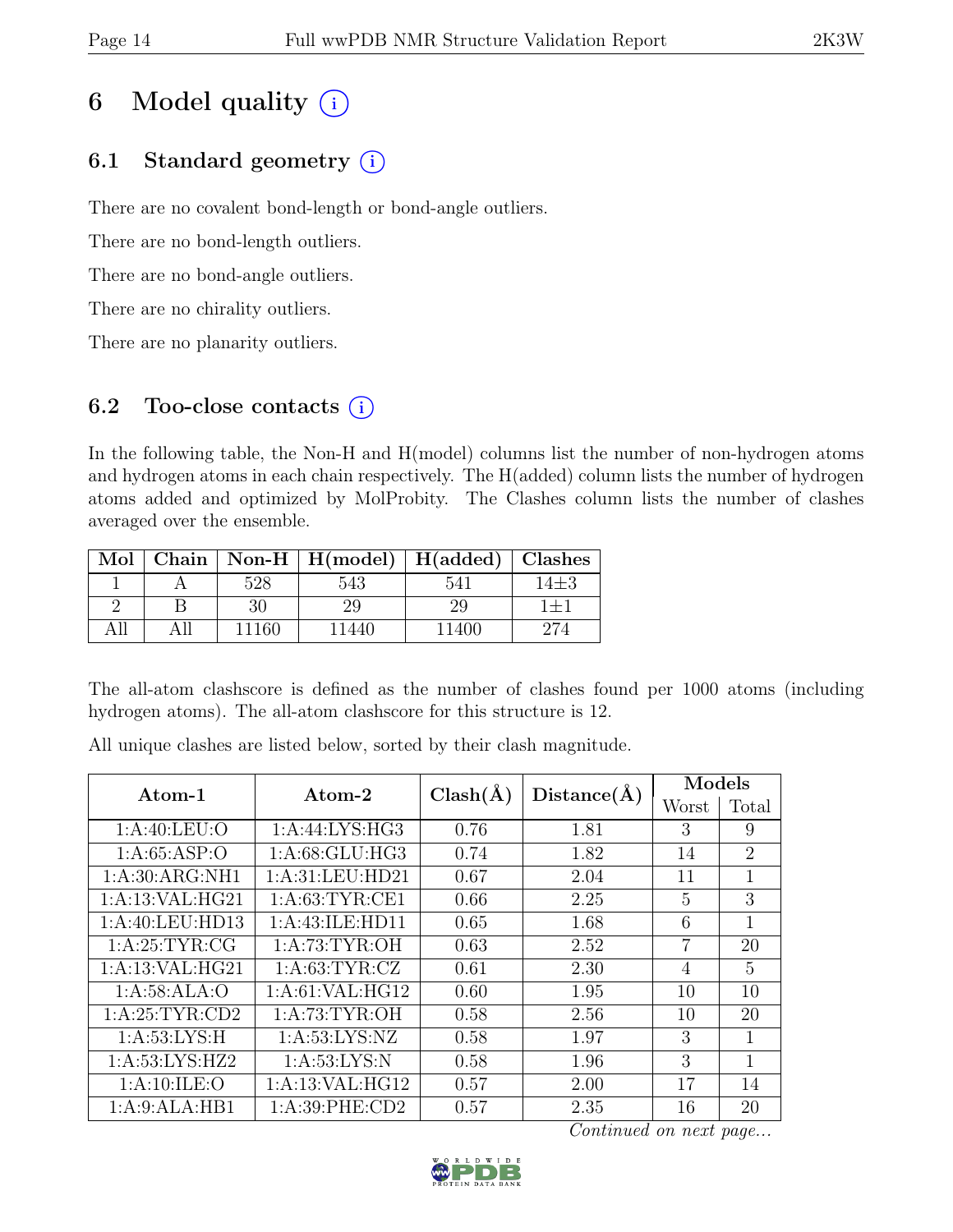# 6 Model quality (i)

## 6.1 Standard geometry (i)

There are no covalent bond-length or bond-angle outliers.

There are no bond-length outliers.

There are no bond-angle outliers.

There are no chirality outliers.

There are no planarity outliers.

## 6.2 Too-close contacts (i)

In the following table, the Non-H and H(model) columns list the number of non-hydrogen atoms and hydrogen atoms in each chain respectively. The H(added) column lists the number of hydrogen atoms added and optimized by MolProbity. The Clashes column lists the number of clashes averaged over the ensemble.

| Mol | Chain | Non-H | H(model) | H(added) | Clashes |
|---|---|---|---|---|---|
| 1 | A | 528 | 543 | 541 | 14±3 |
| 2 | B | 30 | 29 | 29 | 1±1 |
| All | All | 11160 | 11440 | 11400 | 274 |

The all-atom clashscore is defined as the number of clashes found per 1000 atoms (including hydrogen atoms). The all-atom clashscore for this structure is 12.

All unique clashes are listed below, sorted by their clash magnitude.

| Atom-1 | Atom-2 | Clash(Å) | Distance(Å) | Models | |
|---|---|---|---|---|---|
| | | | | Worst | Total |
| 1:A:40:LEU:O | 1:A:44:LYS:HG3 | 0.76 | 1.81 | 3 | 9 |
| 1:A:65:ASP:O | 1:A:68:GLU:HG3 | 0.74 | 1.82 | 14 | 2 |
| 1:A:30:ARG:NH1 | 1:A:31:LEU:HD21 | 0.67 | 2.04 | 11 | 1 |
| 1:A:13:VAL:HG21 | 1:A:63:TYR:CE1 | 0.66 | 2.25 | 5 | 3 |
| 1:A:40:LEU:HD13 | 1:A:43:ILE:HD11 | 0.65 | 1.68 | 6 | 1 |
| 1:A:25:TYR:CG | 1:A:73:TYR:OH | 0.63 | 2.52 | 7 | 20 |
| 1:A:13:VAL:HG21 | 1:A:63:TYR:CZ | 0.61 | 2.30 | 4 | 5 |
| 1:A:58:ALA:O | 1:A:61:VAL:HG12 | 0.60 | 1.95 | 10 | 10 |
| 1:A:25:TYR:CD2 | 1:A:73:TYR:OH | 0.58 | 2.56 | 10 | 20 |
| 1:A:53:LYS:H | 1:A:53:LYS:NZ | 0.58 | 1.97 | 3 | 1 |
| 1:A:53:LYS:HZ2 | 1:A:53:LYS:N | 0.58 | 1.96 | 3 | 1 |
| 1:A:10:ILE:O | 1:A:13:VAL:HG12 | 0.57 | 2.00 | 17 | 14 |
| 1:A:9:ALA:HB1 | 1:A:39:PHE:CD2 | 0.57 | 2.35 | 16 | 20 |

*Continued on next page...*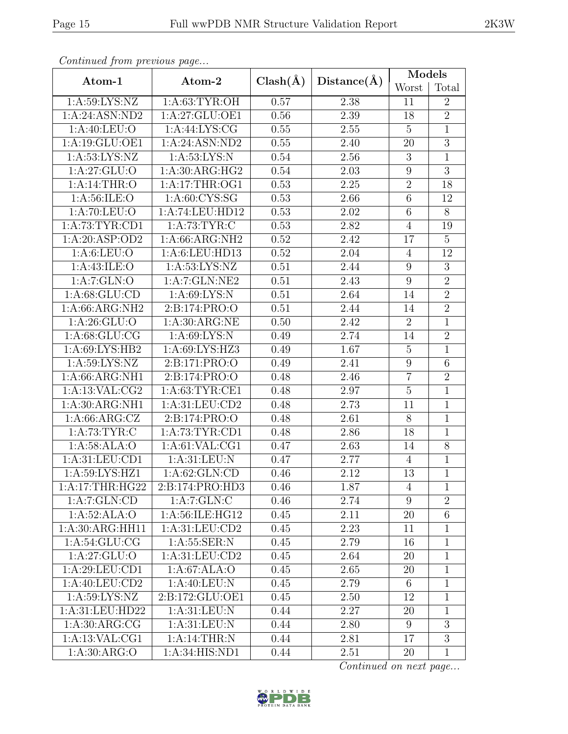*Continued from previous page...*

| Atom-1 | Atom-2 | Clash(Å) | Distance(Å) | Models | |
|---|---|---|---|---|---|
| | | | | Worst | Total |
| 1:A:59:LYS:NZ | 1:A:63:TYR:OH | 0.57 | 2.38 | 11 | 2 |
| 1:A:24:ASN:ND2 | 1:A:27:GLU:OE1 | 0.56 | 2.39 | 18 | 2 |
| 1:A:40:LEU:O | 1:A:44:LYS:CG | 0.55 | 2.55 | 5 | 1 |
| 1:A:19:GLU:OE1 | 1:A:24:ASN:ND2 | 0.55 | 2.40 | 20 | 3 |
| 1:A:53:LYS:NZ | 1:A:53:LYS:N | 0.54 | 2.56 | 3 | 1 |
| 1:A:27:GLU:O | 1:A:30:ARG:HG2 | 0.54 | 2.03 | 9 | 3 |
| 1:A:14:THR:O | 1:A:17:THR:OG1 | 0.53 | 2.25 | 2 | 18 |
| 1:A:56:ILE:O | 1:A:60:CYS:SG | 0.53 | 2.66 | 6 | 12 |
| 1:A:70:LEU:O | 1:A:74:LEU:HD12 | 0.53 | 2.02 | 6 | 8 |
| 1:A:73:TYR:CD1 | 1:A:73:TYR:C | 0.53 | 2.82 | 4 | 19 |
| 1:A:20:ASP:OD2 | 1:A:66:ARG:NH2 | 0.52 | 2.42 | 17 | 5 |
| 1:A:6:LEU:O | 1:A:6:LEU:HD13 | 0.52 | 2.04 | 4 | 12 |
| 1:A:43:ILE:O | 1:A:53:LYS:NZ | 0.51 | 2.44 | 9 | 3 |
| 1:A:7:GLN:O | 1:A:7:GLN:NE2 | 0.51 | 2.43 | 9 | 2 |
| 1:A:68:GLU:CD | 1:A:69:LYS:N | 0.51 | 2.64 | 14 | 2 |
| 1:A:66:ARG:NH2 | 2:B:174:PRO:O | 0.51 | 2.44 | 14 | 2 |
| 1:A:26:GLU:O | 1:A:30:ARG:NE | 0.50 | 2.42 | 2 | 1 |
| 1:A:68:GLU:CG | 1:A:69:LYS:N | 0.49 | 2.74 | 14 | 2 |
| 1:A:69:LYS:HB2 | 1:A:69:LYS:HZ3 | 0.49 | 1.67 | 5 | 1 |
| 1:A:59:LYS:NZ | 2:B:171:PRO:O | 0.49 | 2.41 | 9 | 6 |
| 1:A:66:ARG:NH1 | 2:B:174:PRO:O | 0.48 | 2.46 | 7 | 2 |
| 1:A:13:VAL:CG2 | 1:A:63:TYR:CE1 | 0.48 | 2.97 | 5 | 1 |
| 1:A:30:ARG:NH1 | 1:A:31:LEU:CD2 | 0.48 | 2.73 | 11 | 1 |
| 1:A:66:ARG:CZ | 2:B:174:PRO:O | 0.48 | 2.61 | 8 | 1 |
| 1:A:73:TYR:C | 1:A:73:TYR:CD1 | 0.48 | 2.86 | 18 | 1 |
| 1:A:58:ALA:O | 1:A:61:VAL:CG1 | 0.47 | 2.63 | 14 | 8 |
| 1:A:31:LEU:CD1 | 1:A:31:LEU:N | 0.47 | 2.77 | 4 | 1 |
| 1:A:59:LYS:HZ1 | 1:A:62:GLN:CD | 0.46 | 2.12 | 13 | 1 |
| 1:A:17:THR:HG22 | 2:B:174:PRO:HD3 | 0.46 | 1.87 | 4 | 1 |
| 1:A:7:GLN:CD | 1:A:7:GLN:C | 0.46 | 2.74 | 9 | 2 |
| 1:A:52:ALA:O | 1:A:56:ILE:HG12 | 0.45 | 2.11 | 20 | 6 |
| 1:A:30:ARG:HH11 | 1:A:31:LEU:CD2 | 0.45 | 2.23 | 11 | 1 |
| 1:A:54:GLU:CG | 1:A:55:SER:N | 0.45 | 2.79 | 16 | 1 |
| 1:A:27:GLU:O | 1:A:31:LEU:CD2 | 0.45 | 2.64 | 20 | 1 |
| 1:A:29:LEU:CD1 | 1:A:67:ALA:O | 0.45 | 2.65 | 20 | 1 |
| 1:A:40:LEU:CD2 | 1:A:40:LEU:N | 0.45 | 2.79 | 6 | 1 |
| 1:A:59:LYS:NZ | 2:B:172:GLU:OE1 | 0.45 | 2.50 | 12 | 1 |
| 1:A:31:LEU:HD22 | 1:A:31:LEU:N | 0.44 | 2.27 | 20 | 1 |
| 1:A:30:ARG:CG | 1:A:31:LEU:N | 0.44 | 2.80 | 9 | 3 |
| 1:A:13:VAL:CG1 | 1:A:14:THR:N | 0.44 | 2.81 | 17 | 3 |
| 1:A:30:ARG:O | 1:A:34:HIS:ND1 | 0.44 | 2.51 | 20 | 1 |

*Continued on next page...*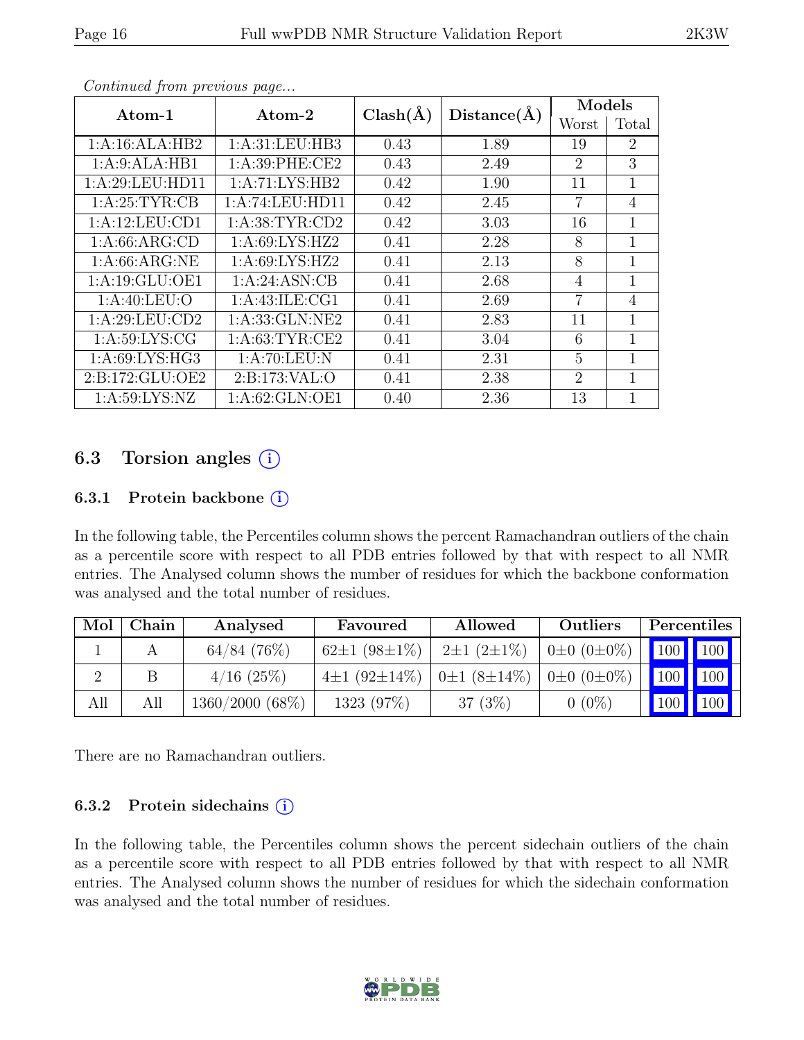*Continued from previous page...*

| Atom-1 | Atom-2 | Clash(Å) | Distance(Å) | Models | |
|---|---|---|---|---|---|
| | | | | Worst | Total |
| 1:A:16:ALA:HB2 | 1:A:31:LEU:HB3 | 0.43 | 1.89 | 19 | 2 |
| 1:A:9:ALA:HB1 | 1:A:39:PHE:CE2 | 0.43 | 2.49 | 2 | 3 |
| 1:A:29:LEU:HD11 | 1:A:71:LYS:HB2 | 0.42 | 1.90 | 11 | 1 |
| 1:A:25:TYR:CB | 1:A:74:LEU:HD11 | 0.42 | 2.45 | 7 | 4 |
| 1:A:12:LEU:CD1 | 1:A:38:TYR:CD2 | 0.42 | 3.03 | 16 | 1 |
| 1:A:66:ARG:CD | 1:A:69:LYS:HZ2 | 0.41 | 2.28 | 8 | 1 |
| 1:A:66:ARG:NE | 1:A:69:LYS:HZ2 | 0.41 | 2.13 | 8 | 1 |
| 1:A:19:GLU:OE1 | 1:A:24:ASN:CB | 0.41 | 2.68 | 4 | 1 |
| 1:A:40:LEU:O | 1:A:43:ILE:CG1 | 0.41 | 2.69 | 7 | 4 |
| 1:A:29:LEU:CD2 | 1:A:33:GLN:NE2 | 0.41 | 2.83 | 11 | 1 |
| 1:A:59:LYS:CG | 1:A:63:TYR:CE2 | 0.41 | 3.04 | 6 | 1 |
| 1:A:69:LYS:HG3 | 1:A:70:LEU:N | 0.41 | 2.31 | 5 | 1 |
| 2:B:172:GLU:OE2 | 2:B:173:VAL:O | 0.41 | 2.38 | 2 | 1 |
| 1:A:59:LYS:NZ | 1:A:62:GLN:OE1 | 0.40 | 2.36 | 13 | 1 |

## 6.3 Torsion angles (i)

### 6.3.1 Protein backbone (i)

In the following table, the Percentiles column shows the percent Ramachandran outliers of the chain as a percentile score with respect to all PDB entries followed by that with respect to all NMR entries. The Analysed column shows the number of residues for which the backbone conformation was analysed and the total number of residues.

| Mol | Chain | Analysed | Favoured | Allowed | Outliers | Percentiles | |
|---|---|---|---|---|---|---|---|
| 1 | A | 64/84 (76%) | 62±1 (98±1%) | 2±1 (2±1%) | 0±0 (0±0%) | 100 | 100 |
| 2 | B | 4/16 (25%) | 4±1 (92±14%) | 0±1 (8±14%) | 0±0 (0±0%) | 100 | 100 |
| All | All | 1360/2000 (68%) | 1323 (97%) | 37 (3%) | 0 (0%) | 100 | 100 |

There are no Ramachandran outliers.

### 6.3.2 Protein sidechains (i)

In the following table, the Percentiles column shows the percent sidechain outliers of the chain as a percentile score with respect to all PDB entries followed by that with respect to all NMR entries. The Analysed column shows the number of residues for which the sidechain conformation was analysed and the total number of residues.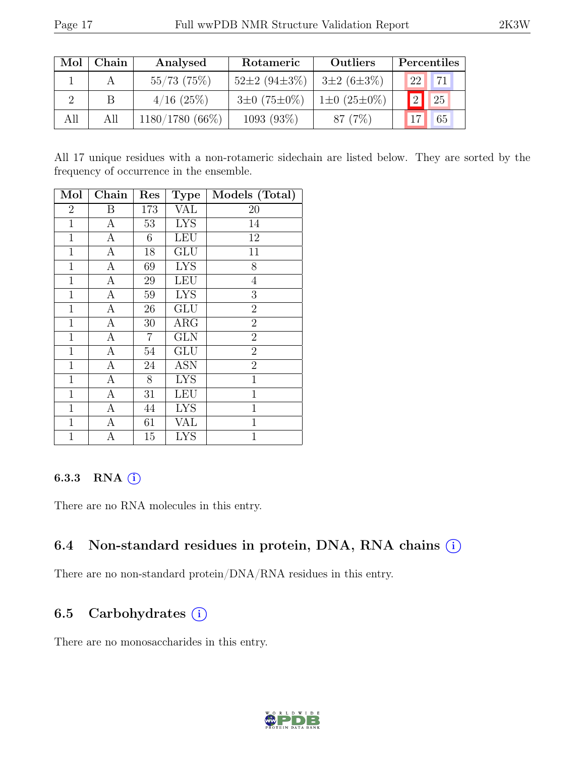| Mol | Chain | Analysed | Rotameric | Outliers | Percentiles | |
|---|---|---|---|---|---|---|
| 1 | A | 55/73 (75%) | 52±2 (94±3%) | 3±2 (6±3%) | 22 | 71 |
| 2 | B | 4/16 (25%) | 3±0 (75±0%) | 1±0 (25±0%) | 2 | 25 |
| All | All | 1180/1780 (66%) | 1093 (93%) | 87 (7%) | 17 | 65 |

All 17 unique residues with a non-rotameric sidechain are listed below. They are sorted by the frequency of occurrence in the ensemble.

| Mol | Chain | Res | Type | Models (Total) |
|---|---|---|---|---|
| 2 | B | 173 | VAL | 20 |
| 1 | A | 53 | LYS | 14 |
| 1 | A | 6 | LEU | 12 |
| 1 | A | 18 | GLU | 11 |
| 1 | A | 69 | LYS | 8 |
| 1 | A | 29 | LEU | 4 |
| 1 | A | 59 | LYS | 3 |
| 1 | A | 26 | GLU | 2 |
| 1 | A | 30 | ARG | 2 |
| 1 | A | 7 | GLN | 2 |
| 1 | A | 54 | GLU | 2 |
| 1 | A | 24 | ASN | 2 |
| 1 | A | 8 | LYS | 1 |
| 1 | A | 31 | LEU | 1 |
| 1 | A | 44 | LYS | 1 |
| 1 | A | 61 | VAL | 1 |
| 1 | A | 15 | LYS | 1 |

### 6.3.3 RNA (i)

There are no RNA molecules in this entry.

## 6.4 Non-standard residues in protein, DNA, RNA chains (i)

There are no non-standard protein/DNA/RNA residues in this entry.

## 6.5 Carbohydrates (i)

There are no monosaccharides in this entry.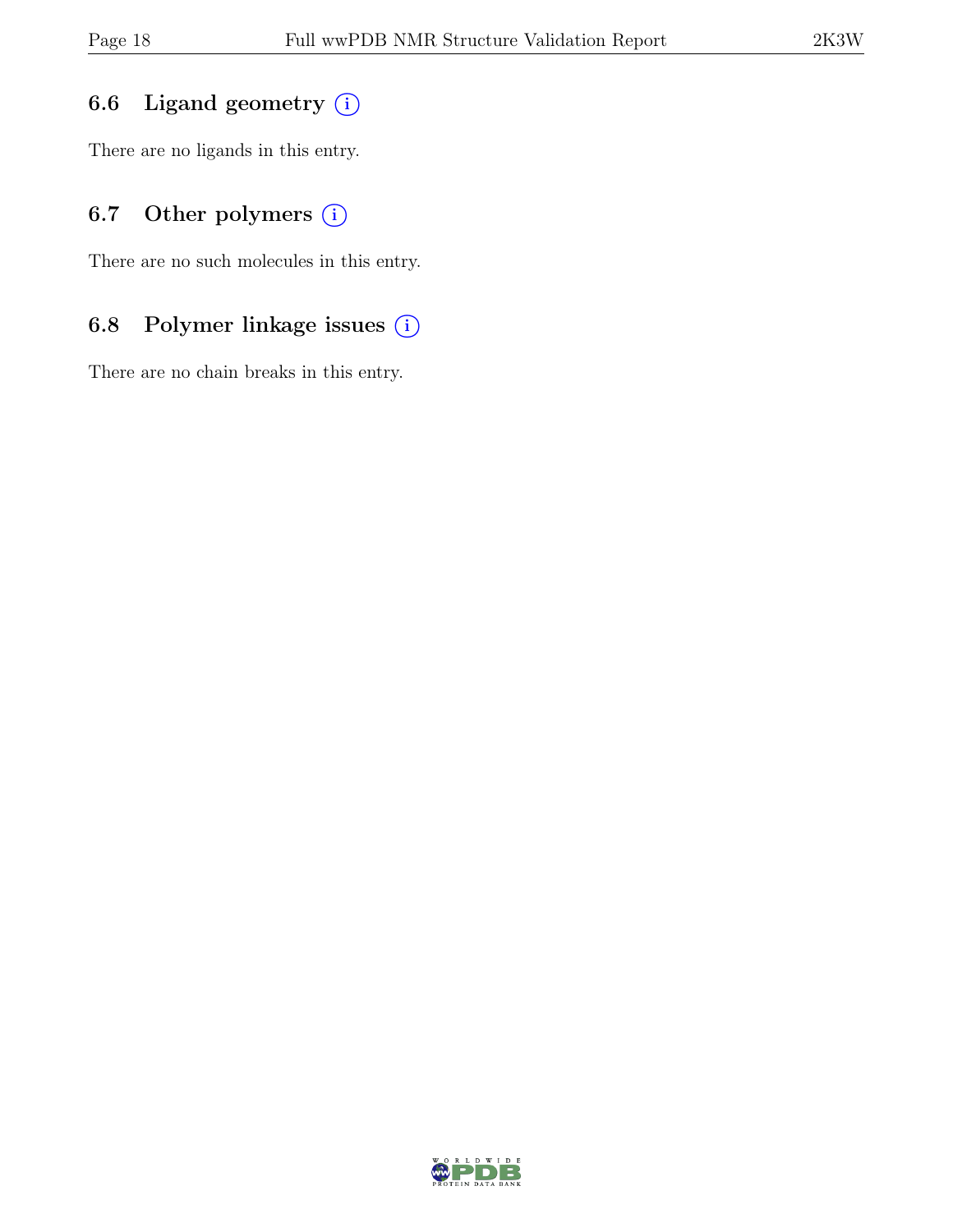### 6.6 Ligand geometry

There are no ligands in this entry.

### 6.7 Other polymers

There are no such molecules in this entry.

### 6.8 Polymer linkage issues

There are no chain breaks in this entry.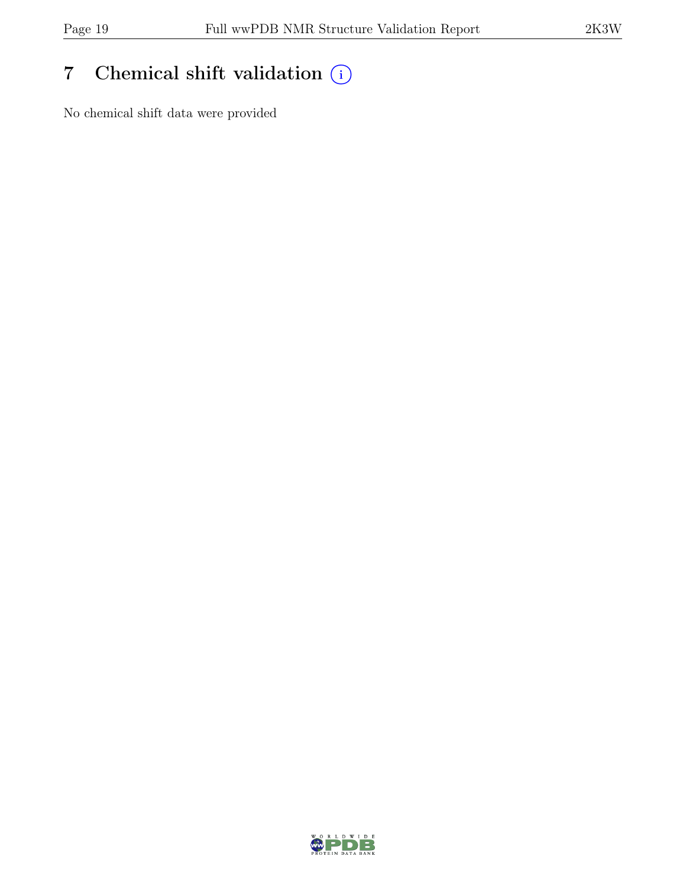# 7 Chemical shift validation

No chemical shift data were provided